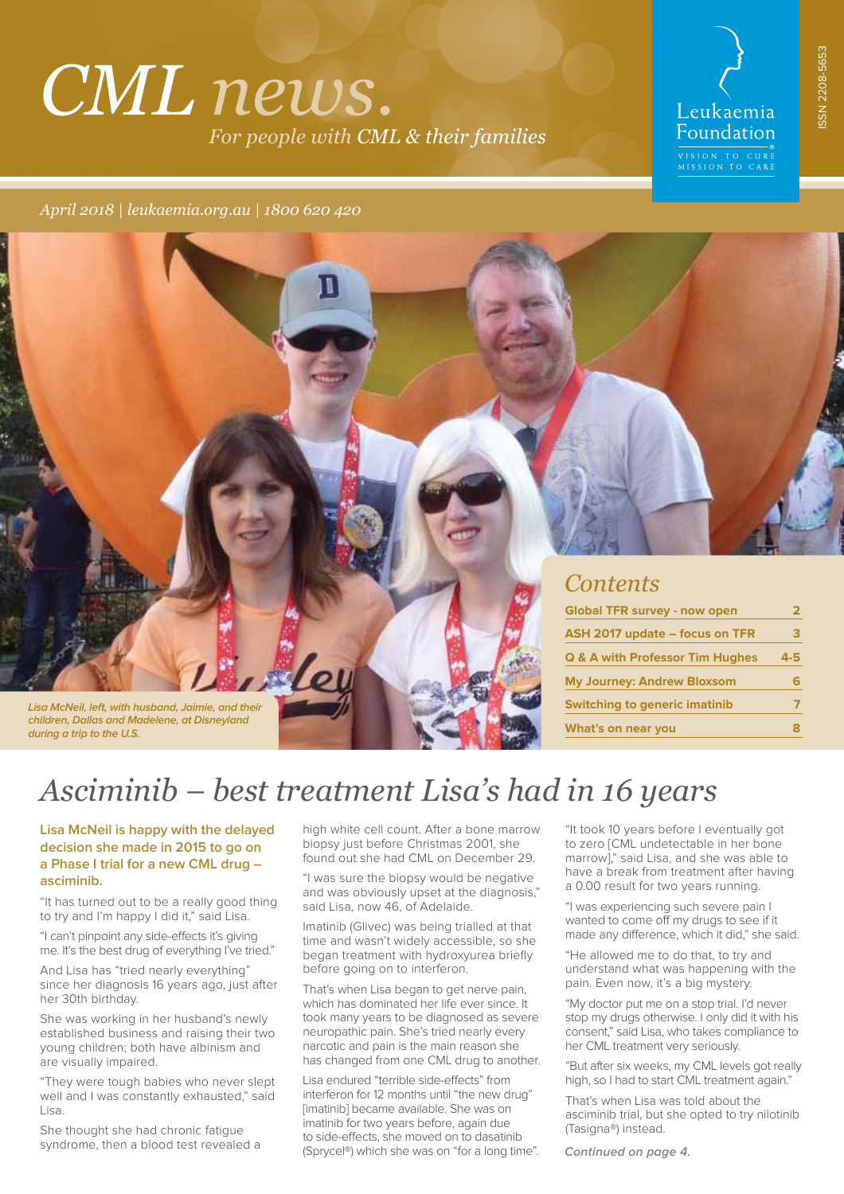# CML news.

*For people with CML & their families*

Leukaemia Foundation
VISION TO CURE
MISSION TO CARE

ISSN 2208-5653

*April 2018 | leukaemia.org.au | 1800 620 420*

*Lisa McNeil, left, with husband, Jaimie, and their children, Dallas and Madelene, at Disneyland during a trip to the U.S.*

## Contents

| | |
|---|---|
| Global TFR survey - now open | 2 |
| ASH 2017 update – focus on TFR | 3 |
| Q & A with Professor Tim Hughes | 4-5 |
| My Journey: Andrew Bloxsom | 6 |
| Switching to generic imatinib | 7 |
| What's on near you | 8 |

# Asciminib – best treatment Lisa's had in 16 years

**Lisa McNeil is happy with the delayed decision she made in 2015 to go on a Phase I trial for a new CML drug – asciminib.**

"It has turned out to be a really good thing to try and I'm happy I did it," said Lisa.

"I can't pinpoint any side-effects it's giving me. It's the best drug of everything I've tried."

And Lisa has "tried nearly everything" since her diagnosis 16 years ago, just after her 30th birthday.

She was working in her husband's newly established business and raising their two young children; both have albinism and are visually impaired.

"They were tough babies who never slept well and I was constantly exhausted," said Lisa.

She thought she had chronic fatigue syndrome, then a blood test revealed a high white cell count. After a bone marrow biopsy just before Christmas 2001, she found out she had CML on December 29.

"I was sure the biopsy would be negative and was obviously upset at the diagnosis," said Lisa, now 46, of Adelaide.

Imatinib (Glivec) was being trialled at that time and wasn't widely accessible, so she began treatment with hydroxyurea briefly before going on to interferon.

That's when Lisa began to get nerve pain, which has dominated her life ever since. It took many years to be diagnosed as severe neuropathic pain. She's tried nearly every narcotic and pain is the main reason she has changed from one CML drug to another.

Lisa endured "terrible side-effects" from interferon for 12 months until "the new drug" [imatinib] became available. She was on imatinib for two years before, again due to side-effects, she moved on to dasatinib (Sprycel®) which she was on "for a long time".

"It took 10 years before I eventually got to zero [CML undetectable in her bone marrow]," said Lisa, and she was able to have a break from treatment after having a 0.00 result for two years running.

"I was experiencing such severe pain I wanted to come off my drugs to see if it made any difference, which it did," she said.

"He allowed me to do that, to try and understand what was happening with the pain. Even now, it's a big mystery.

"My doctor put me on a stop trial. I'd never stop my drugs otherwise. I only did it with his consent," said Lisa, who takes compliance to her CML treatment very seriously.

"But after six weeks, my CML levels got really high, so I had to start CML treatment again."

That's when Lisa was told about the asciminib trial, but she opted to try nilotinib (Tasigna®) instead.

*Continued on page 4.*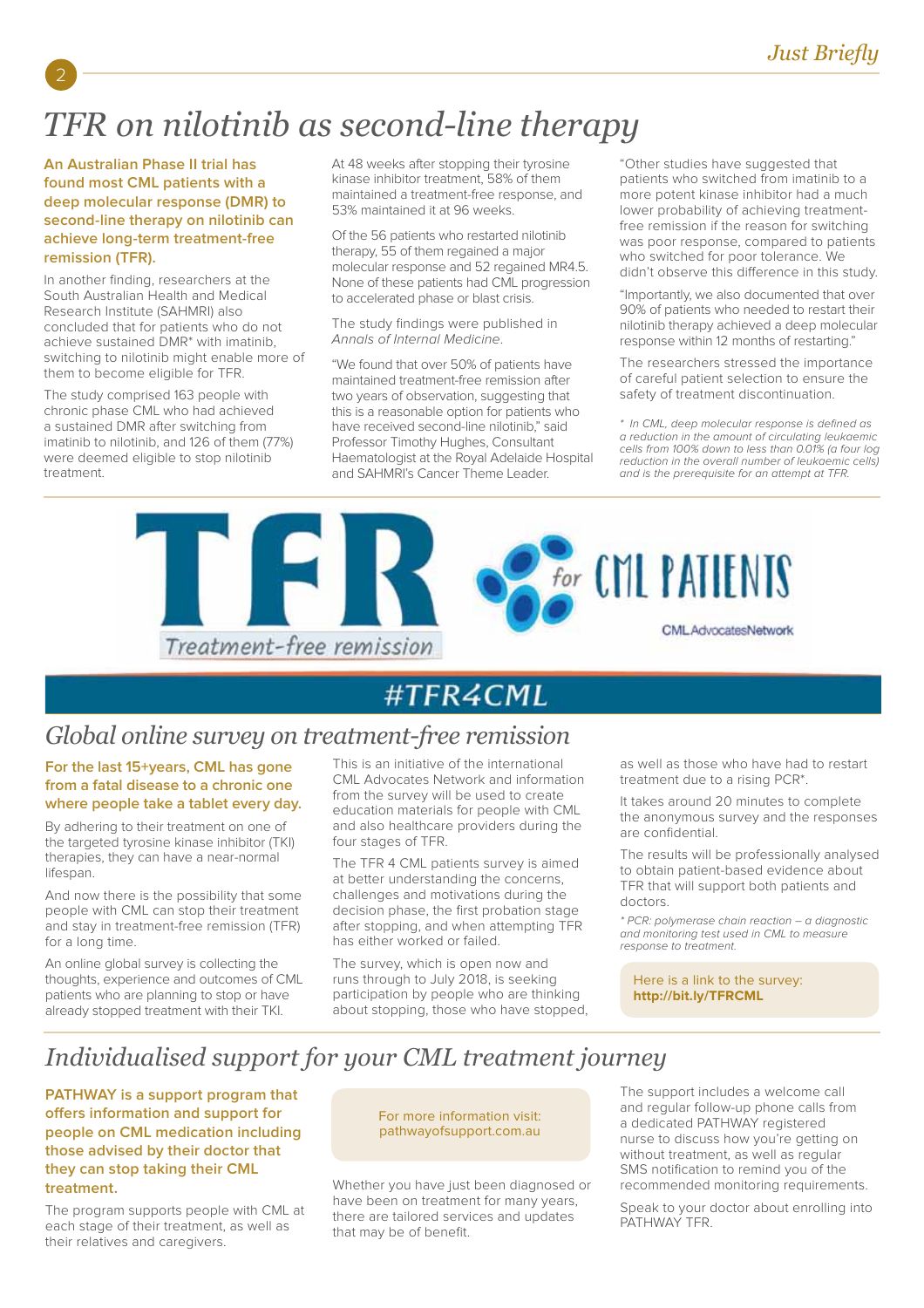# TFR on nilotinib as second-line therapy

**An Australian Phase II trial has found most CML patients with a deep molecular response (DMR) to second-line therapy on nilotinib can achieve long-term treatment-free remission (TFR).**

In another finding, researchers at the South Australian Health and Medical Research Institute (SAHMRI) also concluded that for patients who do not achieve sustained DMR* with imatinib, switching to nilotinib might enable more of them to become eligible for TFR.

The study comprised 163 people with chronic phase CML who had achieved a sustained DMR after switching from imatinib to nilotinib, and 126 of them (77%) were deemed eligible to stop nilotinib treatment.

At 48 weeks after stopping their tyrosine kinase inhibitor treatment, 58% of them maintained a treatment-free response, and 53% maintained it at 96 weeks.

Of the 56 patients who restarted nilotinib therapy, 55 of them regained a major molecular response and 52 regained MR4.5. None of these patients had CML progression to accelerated phase or blast crisis.

The study findings were published in *Annals of Internal Medicine*.

"We found that over 50% of patients have maintained treatment-free remission after two years of observation, suggesting that this is a reasonable option for patients who have received second-line nilotinib," said Professor Timothy Hughes, Consultant Haematologist at the Royal Adelaide Hospital and SAHMRI's Cancer Theme Leader.

"Other studies have suggested that patients who switched from imatinib to a more potent kinase inhibitor had a much lower probability of achieving treatment-free remission if the reason for switching was poor response, compared to patients who switched for poor tolerance. We didn't observe this difference in this study.

"Importantly, we also documented that over 90% of patients who needed to restart their nilotinib therapy achieved a deep molecular response within 12 months of restarting."

The researchers stressed the importance of careful patient selection to ensure the safety of treatment discontinuation.

*\* In CML, deep molecular response is defined as a reduction in the amount of circulating leukaemic cells from 100% down to less than 0.01% (a four log reduction in the overall number of leukaemic cells) and is the prerequisite for an attempt at TFR.*

TFR Treatment-free remission · for CML PATIENTS · CML Advocates Network

#TFR4CML

# Global online survey on treatment-free remission

**For the last 15+years, CML has gone from a fatal disease to a chronic one where people take a tablet every day.**

By adhering to their treatment on one of the targeted tyrosine kinase inhibitor (TKI) therapies, they can have a near-normal lifespan.

And now there is the possibility that some people with CML can stop their treatment and stay in treatment-free remission (TFR) for a long time.

An online global survey is collecting the thoughts, experience and outcomes of CML patients who are planning to stop or have already stopped treatment with their TKI.

This is an initiative of the international CML Advocates Network and information from the survey will be used to create education materials for people with CML and also healthcare providers during the four stages of TFR.

The TFR 4 CML patients survey is aimed at better understanding the concerns, challenges and motivations during the decision phase, the first probation stage after stopping, and when attempting TFR has either worked or failed.

The survey, which is open now and runs through to July 2018, is seeking participation by people who are thinking about stopping, those who have stopped, as well as those who have had to restart treatment due to a rising PCR*.

It takes around 20 minutes to complete the anonymous survey and the responses are confidential.

The results will be professionally analysed to obtain patient-based evidence about TFR that will support both patients and doctors.

*\* PCR: polymerase chain reaction – a diagnostic and monitoring test used in CML to measure response to treatment.*

Here is a link to the survey:
**http://bit.ly/TFRCML**

# Individualised support for your CML treatment journey

**PATHWAY is a support program that offers information and support for people on CML medication including those advised by their doctor that they can stop taking their CML treatment.**

The program supports people with CML at each stage of their treatment, as well as their relatives and caregivers.

For more information visit:
pathwayofsupport.com.au

Whether you have just been diagnosed or have been on treatment for many years, there are tailored services and updates that may be of benefit.

The support includes a welcome call and regular follow-up phone calls from a dedicated PATHWAY registered nurse to discuss how you're getting on without treatment, as well as regular SMS notification to remind you of the recommended monitoring requirements.

Speak to your doctor about enrolling into PATHWAY TFR.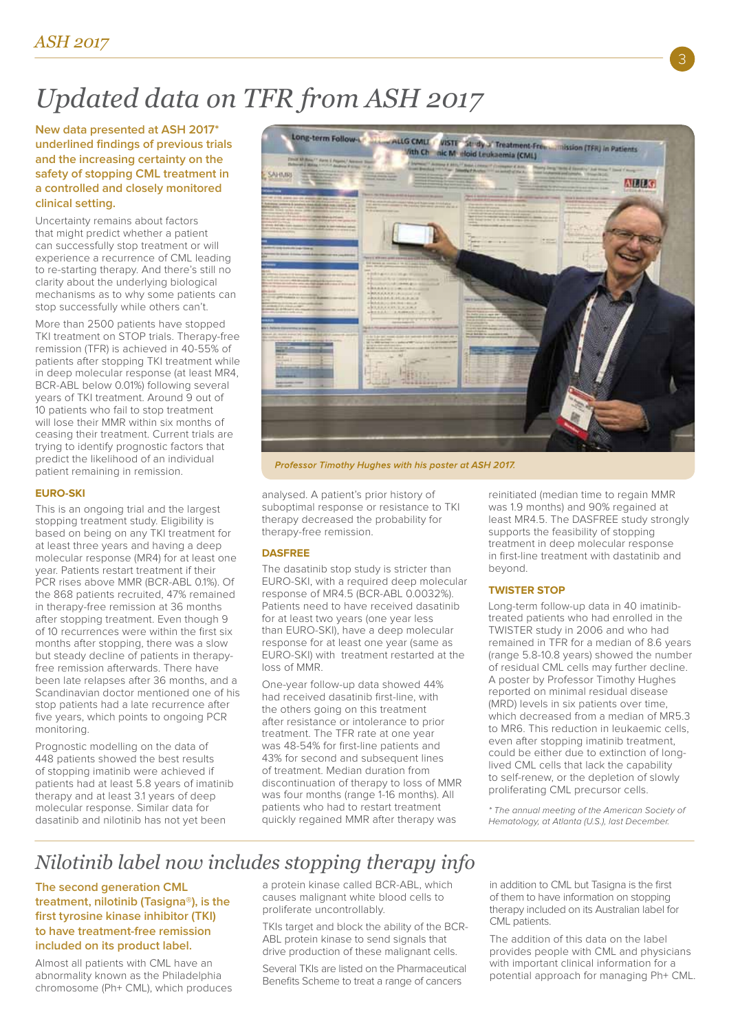# Updated data on TFR from ASH 2017

**New data presented at ASH 2017* underlined findings of previous trials and the increasing certainty on the safety of stopping CML treatment in a controlled and closely monitored clinical setting.**

Uncertainty remains about factors that might predict whether a patient can successfully stop treatment or will experience a recurrence of CML leading to re-starting therapy. And there's still no clarity about the underlying biological mechanisms as to why some patients can stop successfully while others can't.

More than 2500 patients have stopped TKI treatment on STOP trials. Therapy-free remission (TFR) is achieved in 40-55% of patients after stopping TKI treatment while in deep molecular response (at least MR4, BCR-ABL below 0.01%) following several years of TKI treatment. Around 9 out of 10 patients who fail to stop treatment will lose their MMR within six months of ceasing their treatment. Current trials are trying to identify prognostic factors that predict the likelihood of an individual patient remaining in remission.

*Professor Timothy Hughes with his poster at ASH 2017.*

### EURO-SKI

This is an ongoing trial and the largest stopping treatment study. Eligibility is based on being on any TKI treatment for at least three years and having a deep molecular response (MR4) for at least one year. Patients restart treatment if their PCR rises above MMR (BCR-ABL 0.1%). Of the 868 patients recruited, 47% remained in therapy-free remission at 36 months after stopping treatment. Even though 9 of 10 recurrences were within the first six months after stopping, there was a slow but steady decline of patients in therapy-free remission afterwards. There have been late relapses after 36 months, and a Scandinavian doctor mentioned one of his stop patients had a late recurrence after five years, which points to ongoing PCR monitoring.

Prognostic modelling on the data of 448 patients showed the best results of stopping imatinib were achieved if patients had at least 5.8 years of imatinib therapy and at least 3.1 years of deep molecular response. Similar data for dasatinib and nilotinib has not yet been analysed. A patient's prior history of suboptimal response or resistance to TKI therapy decreased the probability for therapy-free remission.

### DASFREE

The dasatinib stop study is stricter than EURO-SKI, with a required deep molecular response of MR4.5 (BCR-ABL 0.0032%). Patients need to have received dasatinib for at least two years (one year less than EURO-SKI), have a deep molecular response for at least one year (same as EURO-SKI) with treatment restarted at the loss of MMR.

One-year follow-up data showed 44% had received dasatinib first-line, with the others going on this treatment after resistance or intolerance to prior treatment. The TFR rate at one year was 48-54% for first-line patients and 43% for second and subsequent lines of treatment. Median duration from discontinuation of therapy to loss of MMR was four months (range 1-16 months). All patients who had to restart treatment quickly regained MMR after therapy was reinitiated (median time to regain MMR was 1.9 months) and 90% regained at least MR4.5. The DASFREE study strongly supports the feasibility of stopping treatment in deep molecular response in first-line treatment with dastatinib and beyond.

### TWISTER STOP

Long-term follow-up data in 40 imatinib-treated patients who had enrolled in the TWISTER study in 2006 and who had remained in TFR for a median of 8.6 years (range 5.8-10.8 years) showed the number of residual CML cells may further decline. A poster by Professor Timothy Hughes reported on minimal residual disease (MRD) levels in six patients over time, which decreased from a median of MR5.3 to MR6. This reduction in leukaemic cells, even after stopping imatinib treatment, could be either due to extinction of long-lived CML cells that lack the capability to self-renew, or the depletion of slowly proliferating CML precursor cells.

*\* The annual meeting of the American Society of Hematology, at Atlanta (U.S.), last December.*

# Nilotinib label now includes stopping therapy info

**The second generation CML treatment, nilotinib (Tasigna®), is the first tyrosine kinase inhibitor (TKI) to have treatment-free remission included on its product label.**

Almost all patients with CML have an abnormality known as the Philadelphia chromosome (Ph+ CML), which produces a protein kinase called BCR-ABL, which causes malignant white blood cells to proliferate uncontrollably.

TKIs target and block the ability of the BCR-ABL protein kinase to send signals that drive production of these malignant cells.

Several TKIs are listed on the Pharmaceutical Benefits Scheme to treat a range of cancers in addition to CML but Tasigna is the first of them to have information on stopping therapy included on its Australian label for CML patients.

The addition of this data on the label provides people with CML and physicians with important clinical information for a potential approach for managing Ph+ CML.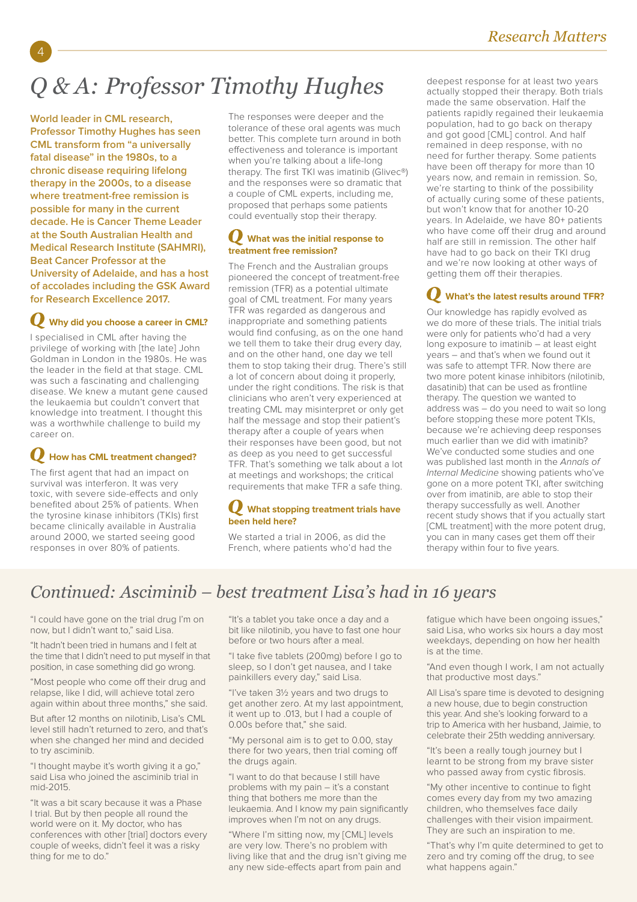# Q & A: Professor Timothy Hughes

**World leader in CML research, Professor Timothy Hughes has seen CML transform from "a universally fatal disease" in the 1980s, to a chronic disease requiring lifelong therapy in the 2000s, to a disease where treatment-free remission is possible for many in the current decade. He is Cancer Theme Leader at the South Australian Health and Medical Research Institute (SAHMRI), Beat Cancer Professor at the University of Adelaide, and has a host of accolades including the GSK Award for Research Excellence 2017.**

### Q Why did you choose a career in CML?

I specialised in CML after having the privilege of working with [the late] John Goldman in London in the 1980s. He was the leader in the field at that stage. CML was such a fascinating and challenging disease. We knew a mutant gene caused the leukaemia but couldn't convert that knowledge into treatment. I thought this was a worthwhile challenge to build my career on.

### Q How has CML treatment changed?

The first agent that had an impact on survival was interferon. It was very toxic, with severe side-effects and only benefited about 25% of patients. When the tyrosine kinase inhibitors (TKIs) first became clinically available in Australia around 2000, we started seeing good responses in over 80% of patients.

The responses were deeper and the tolerance of these oral agents was much better. This complete turn around in both effectiveness and tolerance is important when you're talking about a life-long therapy. The first TKI was imatinib (Glivec®) and the responses were so dramatic that a couple of CML experts, including me, proposed that perhaps some patients could eventually stop their therapy.

### Q What was the initial response to treatment free remission?

The French and the Australian groups pioneered the concept of treatment-free remission (TFR) as a potential ultimate goal of CML treatment. For many years TFR was regarded as dangerous and inappropriate and something patients would find confusing, as on the one hand we tell them to take their drug every day, and on the other hand, one day we tell them to stop taking their drug. There's still a lot of concern about doing it properly, under the right conditions. The risk is that clinicians who aren't very experienced at treating CML may misinterpret or only get half the message and stop their patient's therapy after a couple of years when their responses have been good, but not as deep as you need to get successful TFR. That's something we talk about a lot at meetings and workshops; the critical requirements that make TFR a safe thing.

### Q What stopping treatment trials have been held here?

We started a trial in 2006, as did the French, where patients who'd had the deepest response for at least two years actually stopped their therapy. Both trials made the same observation. Half the patients rapidly regained their leukaemia population, had to go back on therapy and got good [CML] control. And half remained in deep response, with no need for further therapy. Some patients have been off therapy for more than 10 years now, and remain in remission. So, we're starting to think of the possibility of actually curing some of these patients, but won't know that for another 10-20 years. In Adelaide, we have 80+ patients who have come off their drug and around half are still in remission. The other half have had to go back on their TKI drug and we're now looking at other ways of getting them off their therapies.

### Q What's the latest results around TFR?

Our knowledge has rapidly evolved as we do more of these trials. The initial trials were only for patients who'd had a very long exposure to imatinib – at least eight years – and that's when we found out it was safe to attempt TFR. Now there are two more potent kinase inhibitors (nilotinib, dasatinib) that can be used as frontline therapy. The question we wanted to address was – do you need to wait so long before stopping these more potent TKIs, because we're achieving deep responses much earlier than we did with imatinib? We've conducted some studies and one was published last month in the *Annals of Internal Medicine* showing patients who've gone on a more potent TKI, after switching over from imatinib, are able to stop their therapy successfully as well. Another recent study shows that if you actually start [CML treatment] with the more potent drug, you can in many cases get them off their therapy within four to five years.

## Continued: Asciminib – best treatment Lisa's had in 16 years

"I could have gone on the trial drug I'm on now, but I didn't want to," said Lisa.

"It hadn't been tried in humans and I felt at the time that I didn't need to put myself in that position, in case something did go wrong.

"Most people who come off their drug and relapse, like I did, will achieve total zero again within about three months," she said.

But after 12 months on nilotinib, Lisa's CML level still hadn't returned to zero, and that's when she changed her mind and decided to try asciminib.

"I thought maybe it's worth giving it a go," said Lisa who joined the asciminib trial in mid-2015.

"It was a bit scary because it was a Phase I trial. But by then people all round the world were on it. My doctor, who has conferences with other [trial] doctors every couple of weeks, didn't feel it was a risky thing for me to do."

"It's a tablet you take once a day and a bit like nilotinib, you have to fast one hour before or two hours after a meal.

"I take five tablets (200mg) before I go to sleep, so I don't get nausea, and I take painkillers every day," said Lisa.

"I've taken 3½ years and two drugs to get another zero. At my last appointment, it went up to .013, but I had a couple of 0.00s before that," she said.

"My personal aim is to get to 0.00, stay there for two years, then trial coming off the drugs again.

"I want to do that because I still have problems with my pain – it's a constant thing that bothers me more than the leukaemia. And I know my pain significantly improves when I'm not on any drugs.

"Where I'm sitting now, my [CML] levels are very low. There's no problem with living like that and the drug isn't giving me any new side-effects apart from pain and fatigue which have been ongoing issues," said Lisa, who works six hours a day most weekdays, depending on how her health is at the time.

"And even though I work, I am not actually that productive most days."

All Lisa's spare time is devoted to designing a new house, due to begin construction this year. And she's looking forward to a trip to America with her husband, Jaimie, to celebrate their 25th wedding anniversary.

"It's been a really tough journey but I learnt to be strong from my brave sister who passed away from cystic fibrosis.

"My other incentive to continue to fight comes every day from my two amazing children, who themselves face daily challenges with their vision impairment. They are such an inspiration to me.

"That's why I'm quite determined to get to zero and try coming off the drug, to see what happens again."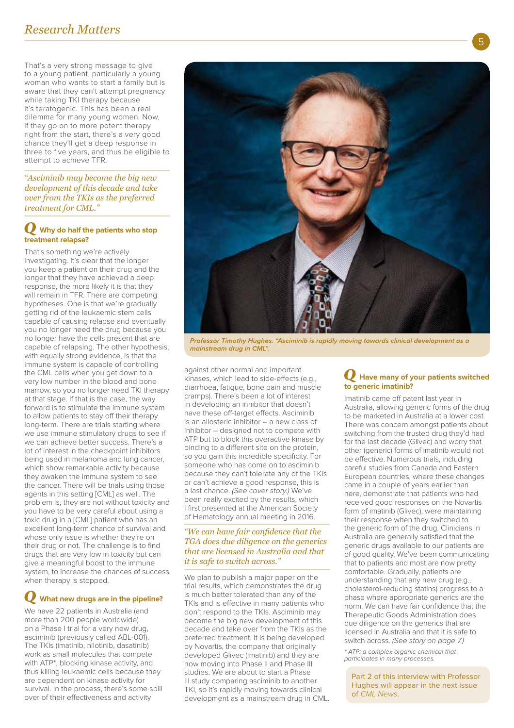That's a very strong message to give to a young patient, particularly a young woman who wants to start a family but is aware that they can't attempt pregnancy while taking TKI therapy because it's teratogenic. This has been a real dilemma for many young women. Now, if they go on to more potent therapy right from the start, there's a very good chance they'll get a deep response in three to five years, and thus be eligible to attempt to achieve TFR.

*"Asciminib may become the big new development of this decade and take over from the TKIs as the preferred treatment for CML."*

### Q Why do half the patients who stop treatment relapse?

That's something we're actively investigating. It's clear that the longer you keep a patient on their drug and the longer that they have achieved a deep response, the more likely it is that they will remain in TFR. There are competing hypotheses. One is that we're gradually getting rid of the leukaemic stem cells capable of causing relapse and eventually you no longer need the drug because you no longer have the cells present that are capable of relapsing. The other hypothesis, with equally strong evidence, is that the immune system is capable of controlling the CML cells when you get down to a very low number in the blood and bone marrow, so you no longer need TKI therapy at that stage. If that is the case, the way forward is to stimulate the immune system to allow patients to stay off their therapy long-term. There are trials starting where we use immune stimulatory drugs to see if we can achieve better success. There's a lot of interest in the checkpoint inhibitors being used in melanoma and lung cancer, which show remarkable activity because they awaken the immune system to see the cancer. There will be trials using those agents in this setting [CML] as well. The problem is, they are not without toxicity and you have to be very careful about using a toxic drug in a [CML] patient who has an excellent long-term chance of survival and whose only issue is whether they're on their drug or not. The challenge is to find drugs that are very low in toxicity but can give a meaningful boost to the immune system, to increase the chances of success when therapy is stopped.

### Q What new drugs are in the pipeline?

We have 22 patients in Australia (and more than 200 people worldwide) on a Phase I trial for a very new drug, asciminib (previously called ABL-001). The TKIs (imatinib, nilotinib, dasatinib) work as small molecules that compete with ATP*, blocking kinase activity, and thus killing leukaemic cells because they are dependent on kinase activity for survival. In the process, there's some spill over of their effectiveness and activity against other normal and important kinases, which lead to side-effects (e.g., diarrhoea, fatigue, bone pain and muscle cramps). There's been a lot of interest in developing an inhibitor that doesn't have these off-target effects. Asciminib is an allosteric inhibitor – a new class of inhibitor – designed not to compete with ATP but to block this overactive kinase by binding to a different site on the protein, so you gain this incredible specificity. For someone who has come on to asciminib because they can't tolerate any of the TKIs or can't achieve a good response, this is a last chance. *(See cover story.)* We've been really excited by the results, which I first presented at the American Society of Hematology annual meeting in 2016.

*"We can have fair confidence that the TGA does due diligence on the generics that are licensed in Australia and that it is safe to switch across."*

We plan to publish a major paper on the trial results, which demonstrates the drug is much better tolerated than any of the TKIs and is effective in many patients who don't respond to the TKIs. Asciminib may become the big new development of this decade and take over from the TKIs as the preferred treatment. It is being developed by Novartis, the company that originally developed Glivec (imatinib) and they are now moving into Phase II and Phase III studies. We are about to start a Phase III study comparing asciminib to another TKI, so it's rapidly moving towards clinical development as a mainstream drug in CML.

**Professor Timothy Hughes: "Asciminib is rapidly moving towards clinical development as a mainstream drug in CML".**

### Q Have many of your patients switched to generic imatinib?

Imatinib came off patent last year in Australia, allowing generic forms of the drug to be marketed in Australia at a lower cost. There was concern amongst patients about switching from the trusted drug they'd had for the last decade (Glivec) and worry that other (generic) forms of imatinib would not be effective. Numerous trials, including careful studies from Canada and Eastern European countries, where these changes came in a couple of years earlier than here, demonstrate that patients who had received good responses on the Novartis form of imatinib (Glivec), were maintaining their response when they switched to the generic form of the drug. Clinicians in Australia are generally satisfied that the generic drugs available to our patients are of good quality. We've been communicating that to patients and most are now pretty comfortable. Gradually, patients are understanding that any new drug (e.g., cholesterol-reducing statins) progress to a phase where appropriate generics are the norm. We can have fair confidence that the Therapeutic Goods Administration does due diligence on the generics that are licensed in Australia and that it is safe to switch across. *(See story on page 7.)*

*\* ATP: a complex organic chemical that participates in many processes.*

Part 2 of this interview with Professor Hughes will appear in the next issue of *CML News*.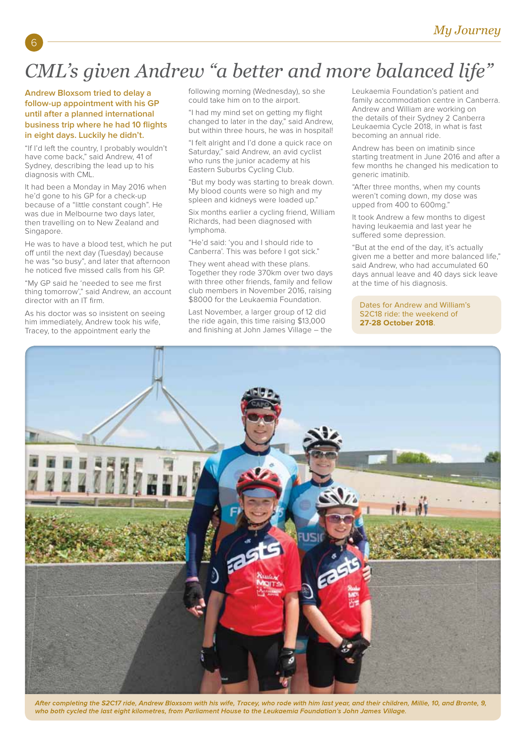# CML's given Andrew "a better and more balanced life"

**Andrew Bloxsom tried to delay a follow-up appointment with his GP until after a planned international business trip where he had 10 flights in eight days. Luckily he didn't.**

"If I'd left the country, I probably wouldn't have come back," said Andrew, 41 of Sydney, describing the lead up to his diagnosis with CML.

It had been a Monday in May 2016 when he'd gone to his GP for a check-up because of a "little constant cough". He was due in Melbourne two days later, then travelling on to New Zealand and Singapore.

He was to have a blood test, which he put off until the next day (Tuesday) because he was "so busy", and later that afternoon he noticed five missed calls from his GP.

"My GP said he 'needed to see me first thing tomorrow'," said Andrew, an account director with an IT firm.

As his doctor was so insistent on seeing him immediately, Andrew took his wife, Tracey, to the appointment early the following morning (Wednesday), so she could take him on to the airport.

"I had my mind set on getting my flight changed to later in the day," said Andrew, but within three hours, he was in hospital!

"I felt alright and I'd done a quick race on Saturday," said Andrew, an avid cyclist who runs the junior academy at his Eastern Suburbs Cycling Club.

"But my body was starting to break down. My blood counts were so high and my spleen and kidneys were loaded up."

Six months earlier a cycling friend, William Richards, had been diagnosed with lymphoma.

"He'd said: 'you and I should ride to Canberra'. This was before I got sick."

They went ahead with these plans. Together they rode 370km over two days with three other friends, family and fellow club members in November 2016, raising $8000 for the Leukaemia Foundation.

Last November, a larger group of 12 did the ride again, this time raising $13,000 and finishing at John James Village – the Leukaemia Foundation's patient and family accommodation centre in Canberra. Andrew and William are working on the details of their Sydney 2 Canberra Leukaemia Cycle 2018, in what is fast becoming an annual ride.

Andrew has been on imatinib since starting treatment in June 2016 and after a few months he changed his medication to generic imatinib.

"After three months, when my counts weren't coming down, my dose was upped from 400 to 600mg."

It took Andrew a few months to digest having leukaemia and last year he suffered some depression.

"But at the end of the day, it's actually given me a better and more balanced life," said Andrew, who had accumulated 60 days annual leave and 40 days sick leave at the time of his diagnosis.

Dates for Andrew and William's S2C18 ride: the weekend of **27-28 October 2018**.

*After completing the S2C17 ride, Andrew Bloxsom with his wife, Tracey, who rode with him last year, and their children, Millie, 10, and Bronte, 9, who both cycled the last eight kilometres, from Parliament House to the Leukaemia Foundation's John James Village.*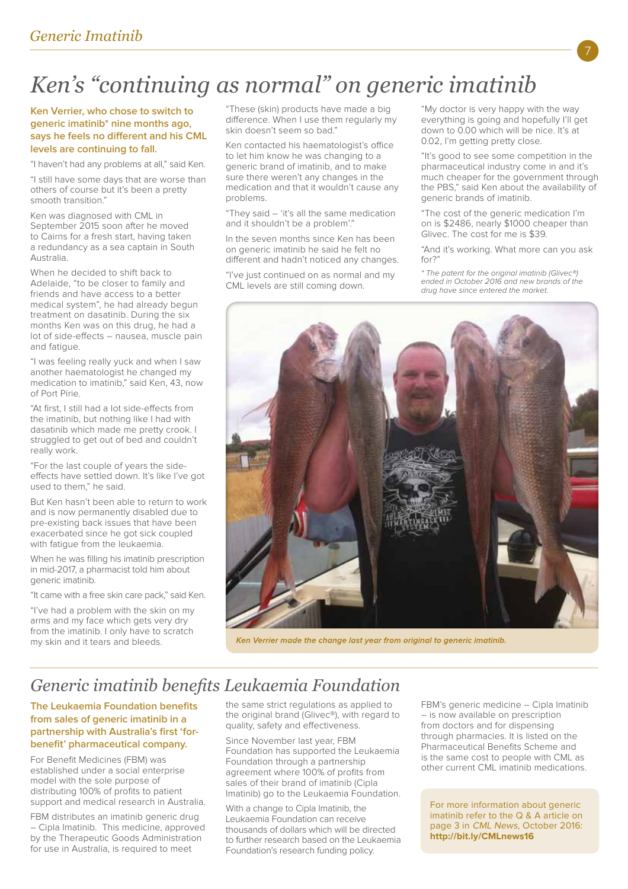# Ken's "continuing as normal" on generic imatinib

**Ken Verrier, who chose to switch to generic imatinib* nine months ago, says he feels no different and his CML levels are continuing to fall.**

"I haven't had any problems at all," said Ken.

"I still have some days that are worse than others of course but it's been a pretty smooth transition."

Ken was diagnosed with CML in September 2015 soon after he moved to Cairns for a fresh start, having taken a redundancy as a sea captain in South Australia.

When he decided to shift back to Adelaide, "to be closer to family and friends and have access to a better medical system", he had already begun treatment on dasatinib. During the six months Ken was on this drug, he had a lot of side-effects – nausea, muscle pain and fatigue.

"I was feeling really yuck and when I saw another haematologist he changed my medication to imatinib," said Ken, 43, now of Port Pirie.

"At first, I still had a lot side-effects from the imatinib, but nothing like I had with dasatinib which made me pretty crook. I struggled to get out of bed and couldn't really work.

"For the last couple of years the side-effects have settled down. It's like I've got used to them," he said.

But Ken hasn't been able to return to work and is now permanently disabled due to pre-existing back issues that have been exacerbated since he got sick coupled with fatigue from the leukaemia.

When he was filling his imatinib prescription in mid-2017, a pharmacist told him about generic imatinib.

"It came with a free skin care pack," said Ken.

"I've had a problem with the skin on my arms and my face which gets very dry from the imatinib. I only have to scratch my skin and it tears and bleeds.

"These (skin) products have made a big difference. When I use them regularly my skin doesn't seem so bad."

Ken contacted his haematologist's office to let him know he was changing to a generic brand of imatinib, and to make sure there weren't any changes in the medication and that it wouldn't cause any problems.

"They said – 'it's all the same medication and it shouldn't be a problem'."

In the seven months since Ken has been on generic imatinib he said he felt no different and hadn't noticed any changes.

"I've just continued on as normal and my CML levels are still coming down.

"My doctor is very happy with the way everything is going and hopefully I'll get down to 0.00 which will be nice. It's at 0.02, I'm getting pretty close.

"It's good to see some competition in the pharmaceutical industry come in and it's much cheaper for the government through the PBS," said Ken about the availability of generic brands of imatinib.

"The cost of the generic medication I'm on is $2486, nearly $1000 cheaper than Glivec. The cost for me is $39.

"And it's working. What more can you ask for?"

*\* The patent for the original imatinib (Glivec®) ended in October 2016 and new brands of the drug have since entered the market.*

*Ken Verrier made the change last year from original to generic imatinib.*

# Generic imatinib benefits Leukaemia Foundation

**The Leukaemia Foundation benefits from sales of generic imatinib in a partnership with Australia's first 'for-benefit' pharmaceutical company.**

For Benefit Medicines (FBM) was established under a social enterprise model with the sole purpose of distributing 100% of profits to patient support and medical research in Australia.

FBM distributes an imatinib generic drug – Cipla Imatinib. This medicine, approved by the Therapeutic Goods Administration for use in Australia, is required to meet the same strict regulations as applied to the original brand (Glivec®), with regard to quality, safety and effectiveness.

Since November last year, FBM Foundation has supported the Leukaemia Foundation through a partnership agreement where 100% of profits from sales of their brand of imatinib (Cipla Imatinib) go to the Leukaemia Foundation.

With a change to Cipla Imatinib, the Leukaemia Foundation can receive thousands of dollars which will be directed to further research based on the Leukaemia Foundation's research funding policy.

FBM's generic medicine – Cipla Imatinib – is now available on prescription from doctors and for dispensing through pharmacies. It is listed on the Pharmaceutical Benefits Scheme and is the same cost to people with CML as other current CML imatinib medications.

For more information about generic imatinib refer to the Q & A article on page 3 in *CML News*, October 2016: **http://bit.ly/CMLnews16**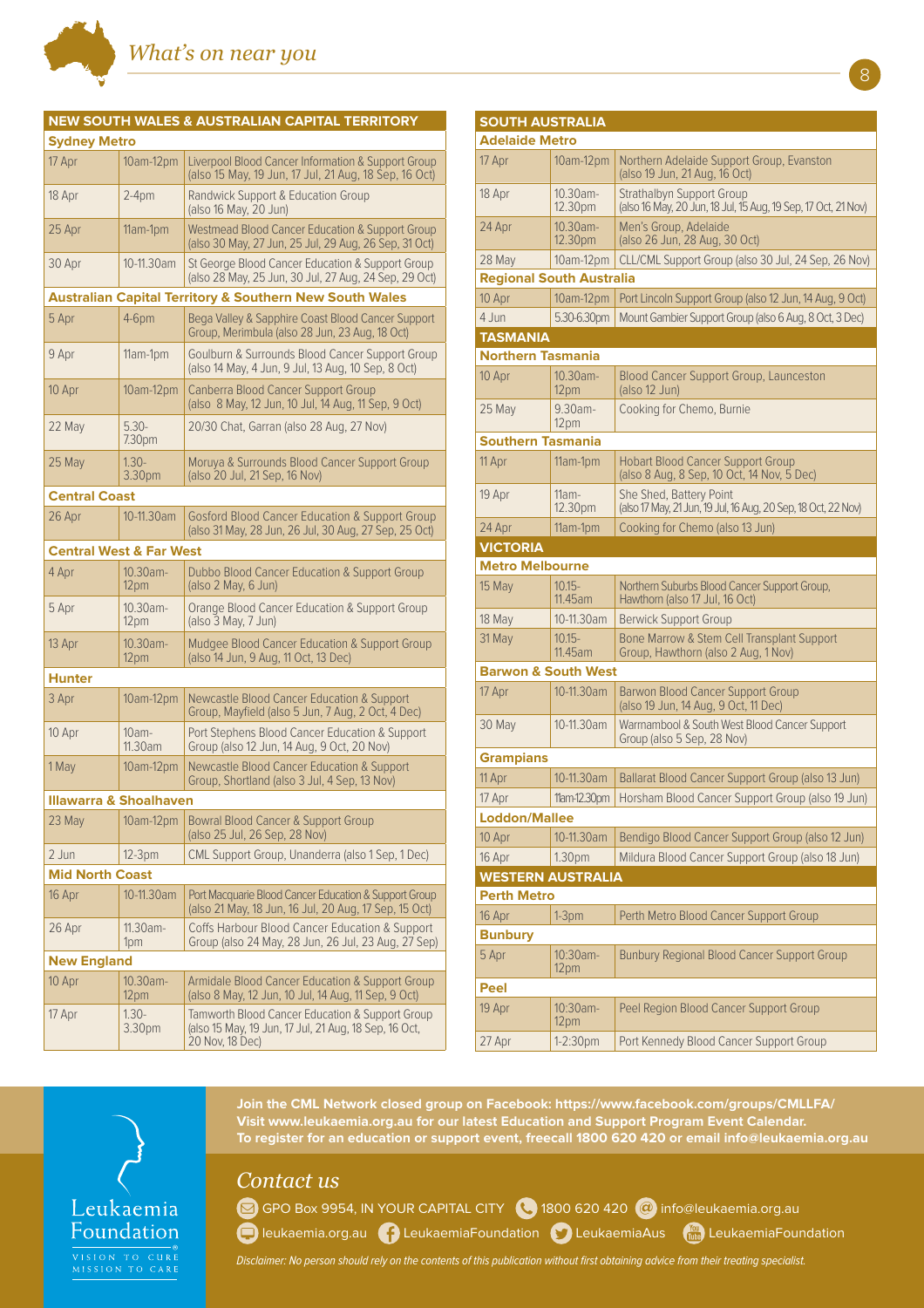## What's on near you

### NEW SOUTH WALES & AUSTRALIAN CAPITAL TERRITORY

| | | |
|---|---|---|
| **Sydney Metro** | | |
| 17 Apr | 10am-12pm | Liverpool Blood Cancer Information & Support Group (also 15 May, 19 Jun, 17 Jul, 21 Aug, 18 Sep, 16 Oct) |
| 18 Apr | 2-4pm | Randwick Support & Education Group (also 16 May, 20 Jun) |
| 25 Apr | 11am-1pm | Westmead Blood Cancer Education & Support Group (also 30 May, 27 Jun, 25 Jul, 29 Aug, 26 Sep, 31 Oct) |
| 30 Apr | 10-11.30am | St George Blood Cancer Education & Support Group (also 28 May, 25 Jun, 30 Jul, 27 Aug, 24 Sep, 29 Oct) |
| **Australian Capital Territory & Southern New South Wales** | | |
| 5 Apr | 4-6pm | Bega Valley & Sapphire Coast Blood Cancer Support Group, Merimbula (also 28 Jun, 23 Aug, 18 Oct) |
| 9 Apr | 11am-1pm | Goulburn & Surrounds Blood Cancer Support Group (also 14 May, 4 Jun, 9 Jul, 13 Aug, 10 Sep, 8 Oct) |
| 10 Apr | 10am-12pm | Canberra Blood Cancer Support Group (also 8 May, 12 Jun, 10 Jul, 14 Aug, 11 Sep, 9 Oct) |
| 22 May | 5.30-7.30pm | 20/30 Chat, Garran (also 28 Aug, 27 Nov) |
| 25 May | 1.30-3.30pm | Moruya & Surrounds Blood Cancer Support Group (also 20 Jul, 21 Sep, 16 Nov) |
| **Central Coast** | | |
| 26 Apr | 10-11.30am | Gosford Blood Cancer Education & Support Group (also 31 May, 28 Jun, 26 Jul, 30 Aug, 27 Sep, 25 Oct) |
| **Central West & Far West** | | |
| 4 Apr | 10.30am-12pm | Dubbo Blood Cancer Education & Support Group (also 2 May, 6 Jun) |
| 5 Apr | 10.30am-12pm | Orange Blood Cancer Education & Support Group (also 3 May, 7 Jun) |
| 13 Apr | 10.30am-12pm | Mudgee Blood Cancer Education & Support Group (also 14 Jun, 9 Aug, 11 Oct, 13 Dec) |
| **Hunter** | | |
| 3 Apr | 10am-12pm | Newcastle Blood Cancer Education & Support Group, Mayfield (also 5 Jun, 7 Aug, 2 Oct, 4 Dec) |
| 10 Apr | 10am-11.30am | Port Stephens Blood Cancer Education & Support Group (also 12 Jun, 14 Aug, 9 Oct, 20 Nov) |
| 1 May | 10am-12pm | Newcastle Blood Cancer Education & Support Group, Shortland (also 3 Jul, 4 Sep, 13 Nov) |
| **Illawarra & Shoalhaven** | | |
| 23 May | 10am-12pm | Bowral Blood Cancer & Support Group (also 25 Jul, 26 Sep, 28 Nov) |
| 2 Jun | 12-3pm | CML Support Group, Unanderra (also 1 Sep, 1 Dec) |
| **Mid North Coast** | | |
| 16 Apr | 10-11.30am | Port Macquarie Blood Cancer Education & Support Group (also 21 May, 18 Jun, 16 Jul, 20 Aug, 17 Sep, 15 Oct) |
| 26 Apr | 11.30am-1pm | Coffs Harbour Blood Cancer Education & Support Group (also 24 May, 28 Jun, 26 Jul, 23 Aug, 27 Sep) |
| **New England** | | |
| 10 Apr | 10.30am-12pm | Armidale Blood Cancer Education & Support Group (also 8 May, 12 Jun, 10 Jul, 14 Aug, 11 Sep, 9 Oct) |
| 17 Apr | 1.30-3.30pm | Tamworth Blood Cancer Education & Support Group (also 15 May, 19 Jun, 17 Jul, 21 Aug, 18 Sep, 16 Oct, 20 Nov, 18 Dec) |

### SOUTH AUSTRALIA

| | | |
|---|---|---|
| **Adelaide Metro** | | |
| 17 Apr | 10am-12pm | Northern Adelaide Support Group, Evanston (also 19 Jun, 21 Aug, 16 Oct) |
| 18 Apr | 10.30am-12.30pm | Strathalbyn Support Group (also 16 May, 20 Jun, 18 Jul, 15 Aug, 19 Sep, 17 Oct, 21 Nov) |
| 24 Apr | 10.30am-12.30pm | Men's Group, Adelaide (also 26 Jun, 28 Aug, 30 Oct) |
| 28 May | 10am-12pm | CLL/CML Support Group (also 30 Jul, 24 Sep, 26 Nov) |
| **Regional South Australia** | | |
| 10 Apr | 10am-12pm | Port Lincoln Support Group (also 12 Jun, 14 Aug, 9 Oct) |
| 4 Jun | 5.30-6.30pm | Mount Gambier Support Group (also 6 Aug, 8 Oct, 3 Dec) |

### TASMANIA

| | | |
|---|---|---|
| **Northern Tasmania** | | |
| 10 Apr | 10.30am-12pm | Blood Cancer Support Group, Launceston (also 12 Jun) |
| 25 May | 9.30am-12pm | Cooking for Chemo, Burnie |
| **Southern Tasmania** | | |
| 11 Apr | 11am-1pm | Hobart Blood Cancer Support Group (also 8 Aug, 8 Sep, 10 Oct, 14 Nov, 5 Dec) |
| 19 Apr | 11am-12.30pm | She Shed, Battery Point (also 17 May, 21 Jun, 19 Jul, 16 Aug, 20 Sep, 18 Oct, 22 Nov) |
| 24 Apr | 11am-1pm | Cooking for Chemo (also 13 Jun) |

### VICTORIA

| | | |
|---|---|---|
| **Metro Melbourne** | | |
| 15 May | 10.15-11.45am | Northern Suburbs Blood Cancer Support Group, Hawthorn (also 17 Jul, 16 Oct) |
| 18 May | 10-11.30am | Berwick Support Group |
| 31 May | 10.15-11.45am | Bone Marrow & Stem Cell Transplant Support Group, Hawthorn (also 2 Aug, 1 Nov) |
| **Barwon & South West** | | |
| 17 Apr | 10-11.30am | Barwon Blood Cancer Support Group (also 19 Jun, 14 Aug, 9 Oct, 11 Dec) |
| 30 May | 10-11.30am | Warrnambool & South West Blood Cancer Support Group (also 5 Sep, 28 Nov) |
| **Grampians** | | |
| 11 Apr | 10-11.30am | Ballarat Blood Cancer Support Group (also 13 Jun) |
| 17 Apr | 11am-12.30pm | Horsham Blood Cancer Support Group (also 19 Jun) |
| **Loddon/Mallee** | | |
| 10 Apr | 10-11.30am | Bendigo Blood Cancer Support Group (also 12 Jun) |
| 16 Apr | 1.30pm | Mildura Blood Cancer Support Group (also 18 Jun) |

### WESTERN AUSTRALIA

| | | |
|---|---|---|
| **Perth Metro** | | |
| 16 Apr | 1-3pm | Perth Metro Blood Cancer Support Group |
| **Bunbury** | | |
| 5 Apr | 10:30am-12pm | Bunbury Regional Blood Cancer Support Group |
| **Peel** | | |
| 19 Apr | 10:30am-12pm | Peel Region Blood Cancer Support Group |
| 27 Apr | 1-2:30pm | Port Kennedy Blood Cancer Support Group |

**Join the CML Network closed group on Facebook: https://www.facebook.com/groups/CMLLFA/**
**Visit www.leukaemia.org.au for our latest Education and Support Program Event Calendar.**
**To register for an education or support event, freecall 1800 620 420 or email info@leukaemia.org.au**

Leukaemia Foundation
VISION TO CURE
MISSION TO CARE

## *Contact us*

GPO Box 9954, IN YOUR CAPITAL CITY | 1800 620 420 | info@leukaemia.org.au

leukaemia.org.au | LeukaemiaFoundation | LeukaemiaAus | LeukaemiaFoundation

*Disclaimer: No person should rely on the contents of this publication without first obtaining advice from their treating specialist.*